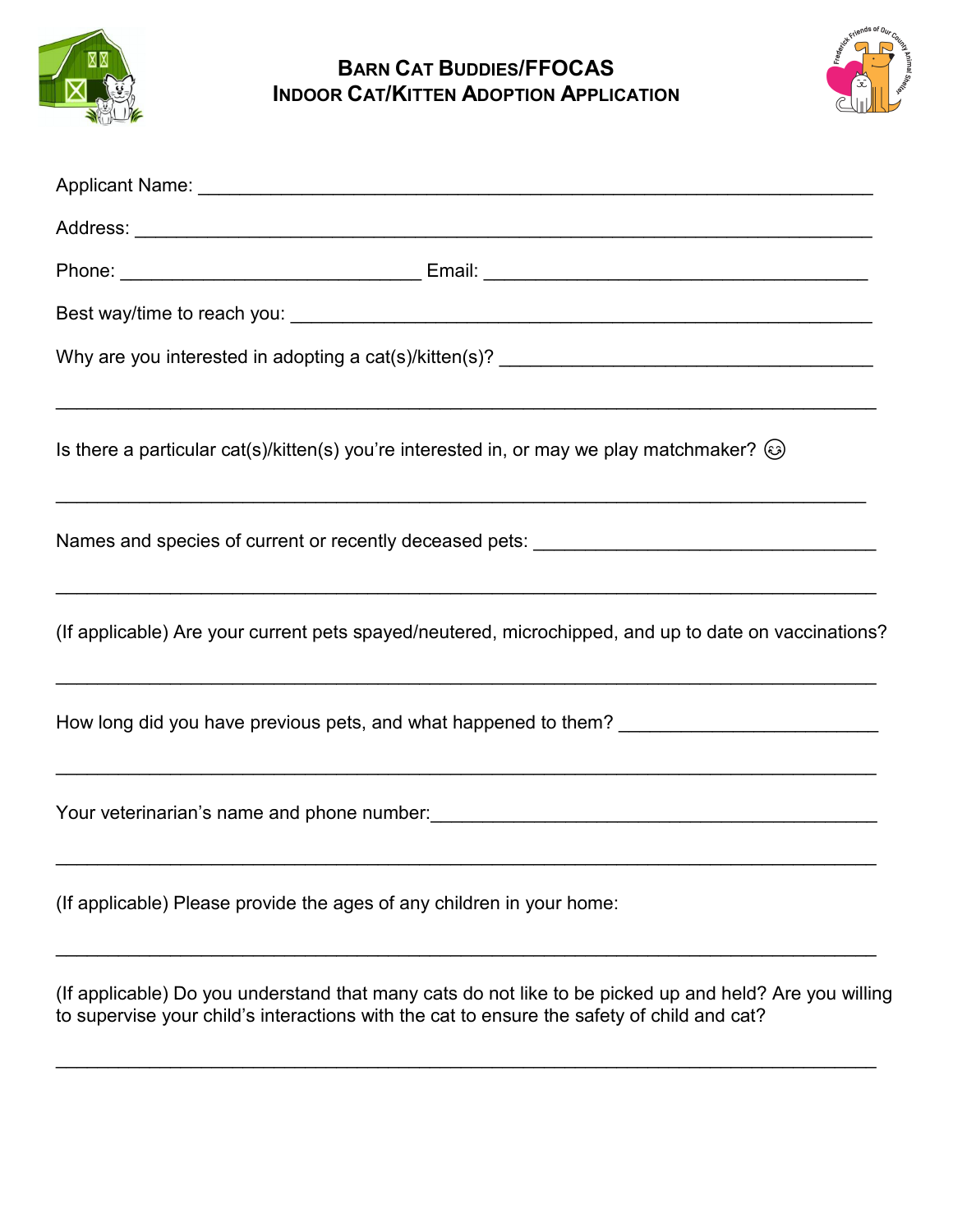# Barn Cat Buddies/FFOCAS
## Indoor Cat/Kitten Adoption Application

Applicant Name: ___________________________________________________________

Address: _________________________________________________________________

Phone: ____________________________ Email: ____________________________________

Best way/time to reach you: _______________________________________________________

Why are you interested in adopting a cat(s)/kitten(s)? ______________________________

_________________________________________________________________________

Is there a particular cat(s)/kitten(s) you're interested in, or may we play matchmaker? 😉

_________________________________________________________________________

Names and species of current or recently deceased pets: ____________________________

_________________________________________________________________________

(If applicable) Are your current pets spayed/neutered, microchipped, and up to date on vaccinations?

_________________________________________________________________________

How long did you have previous pets, and what happened to them? _____________________

_________________________________________________________________________

Your veterinarian's name and phone number:___________________________________

_________________________________________________________________________

(If applicable) Please provide the ages of any children in your home:

_________________________________________________________________________

(If applicable) Do you understand that many cats do not like to be picked up and held? Are you willing to supervise your child's interactions with the cat to ensure the safety of child and cat?

_________________________________________________________________________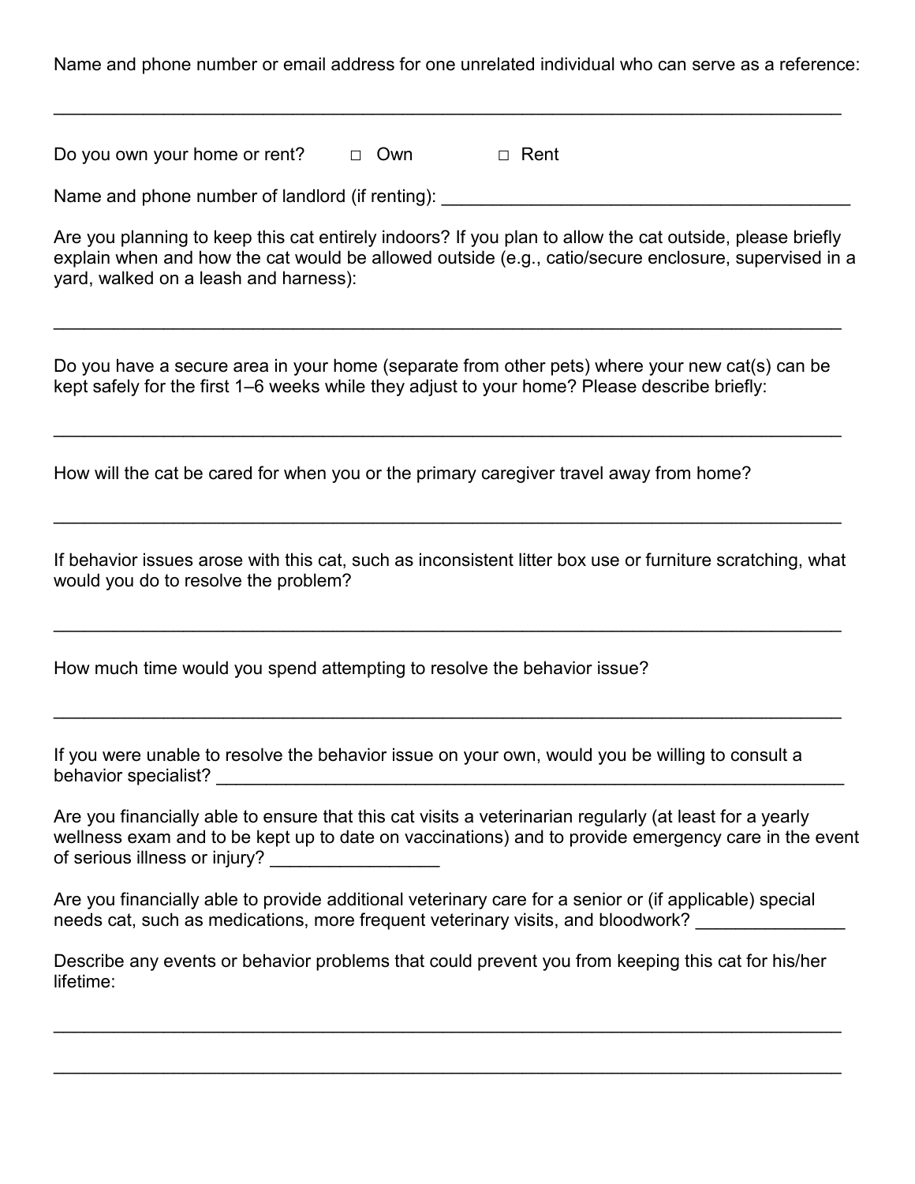Name and phone number or email address for one unrelated individual who can serve as a reference:

\_\_\_\_\_\_\_\_\_\_\_\_\_\_\_\_\_\_\_\_\_\_\_\_\_\_\_\_\_\_\_\_\_\_\_\_\_\_\_\_\_\_\_\_\_\_\_\_\_\_\_\_\_\_\_\_\_\_\_\_\_\_\_\_\_\_\_\_\_\_\_\_\_\_\_\_\_\_

Do you own your home or rent? □ Own □ Rent

Name and phone number of landlord (if renting): \_\_\_\_\_\_\_\_\_\_\_\_\_\_\_\_\_\_\_\_\_\_\_\_\_\_\_\_\_\_\_\_\_\_\_\_\_\_\_\_

Are you planning to keep this cat entirely indoors? If you plan to allow the cat outside, please briefly explain when and how the cat would be allowed outside (e.g., catio/secure enclosure, supervised in a yard, walked on a leash and harness):

\_\_\_\_\_\_\_\_\_\_\_\_\_\_\_\_\_\_\_\_\_\_\_\_\_\_\_\_\_\_\_\_\_\_\_\_\_\_\_\_\_\_\_\_\_\_\_\_\_\_\_\_\_\_\_\_\_\_\_\_\_\_\_\_\_\_\_\_\_\_\_\_\_\_\_\_\_\_

Do you have a secure area in your home (separate from other pets) where your new cat(s) can be kept safely for the first 1–6 weeks while they adjust to your home? Please describe briefly:

\_\_\_\_\_\_\_\_\_\_\_\_\_\_\_\_\_\_\_\_\_\_\_\_\_\_\_\_\_\_\_\_\_\_\_\_\_\_\_\_\_\_\_\_\_\_\_\_\_\_\_\_\_\_\_\_\_\_\_\_\_\_\_\_\_\_\_\_\_\_\_\_\_\_\_\_\_\_

How will the cat be cared for when you or the primary caregiver travel away from home?

\_\_\_\_\_\_\_\_\_\_\_\_\_\_\_\_\_\_\_\_\_\_\_\_\_\_\_\_\_\_\_\_\_\_\_\_\_\_\_\_\_\_\_\_\_\_\_\_\_\_\_\_\_\_\_\_\_\_\_\_\_\_\_\_\_\_\_\_\_\_\_\_\_\_\_\_\_\_

If behavior issues arose with this cat, such as inconsistent litter box use or furniture scratching, what would you do to resolve the problem?

\_\_\_\_\_\_\_\_\_\_\_\_\_\_\_\_\_\_\_\_\_\_\_\_\_\_\_\_\_\_\_\_\_\_\_\_\_\_\_\_\_\_\_\_\_\_\_\_\_\_\_\_\_\_\_\_\_\_\_\_\_\_\_\_\_\_\_\_\_\_\_\_\_\_\_\_\_\_

How much time would you spend attempting to resolve the behavior issue?

\_\_\_\_\_\_\_\_\_\_\_\_\_\_\_\_\_\_\_\_\_\_\_\_\_\_\_\_\_\_\_\_\_\_\_\_\_\_\_\_\_\_\_\_\_\_\_\_\_\_\_\_\_\_\_\_\_\_\_\_\_\_\_\_\_\_\_\_\_\_\_\_\_\_\_\_\_\_

If you were unable to resolve the behavior issue on your own, would you be willing to consult a behavior specialist? \_\_\_\_\_\_\_\_\_\_\_\_\_\_\_\_\_\_\_\_\_\_\_\_\_\_\_\_\_\_\_\_\_\_\_\_\_\_\_\_\_\_\_\_\_\_\_\_\_\_\_\_\_\_\_\_\_\_\_\_\_\_

Are you financially able to ensure that this cat visits a veterinarian regularly (at least for a yearly wellness exam and to be kept up to date on vaccinations) and to provide emergency care in the event of serious illness or injury? \_\_\_\_\_\_\_\_\_\_\_\_\_\_\_\_\_

Are you financially able to provide additional veterinary care for a senior or (if applicable) special needs cat, such as medications, more frequent veterinary visits, and bloodwork? \_\_\_\_\_\_\_\_\_\_\_\_\_\_\_

Describe any events or behavior problems that could prevent you from keeping this cat for his/her lifetime:

\_\_\_\_\_\_\_\_\_\_\_\_\_\_\_\_\_\_\_\_\_\_\_\_\_\_\_\_\_\_\_\_\_\_\_\_\_\_\_\_\_\_\_\_\_\_\_\_\_\_\_\_\_\_\_\_\_\_\_\_\_\_\_\_\_\_\_\_\_\_\_\_\_\_\_\_\_\_

\_\_\_\_\_\_\_\_\_\_\_\_\_\_\_\_\_\_\_\_\_\_\_\_\_\_\_\_\_\_\_\_\_\_\_\_\_\_\_\_\_\_\_\_\_\_\_\_\_\_\_\_\_\_\_\_\_\_\_\_\_\_\_\_\_\_\_\_\_\_\_\_\_\_\_\_\_\_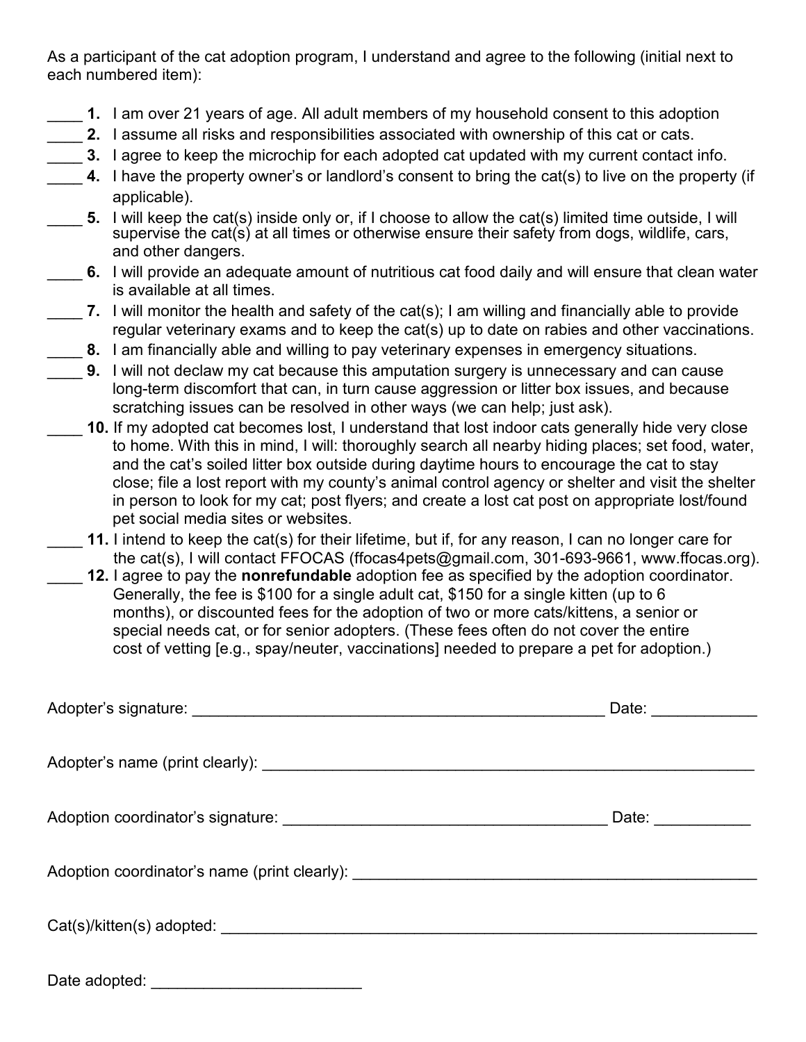As a participant of the cat adoption program, I understand and agree to the following (initial next to each numbered item):

____ **1.** I am over 21 years of age. All adult members of my household consent to this adoption

____ **2.** I assume all risks and responsibilities associated with ownership of this cat or cats.

____ **3.** I agree to keep the microchip for each adopted cat updated with my current contact info.

____ **4.** I have the property owner's or landlord's consent to bring the cat(s) to live on the property (if applicable).

____ **5.** I will keep the cat(s) inside only or, if I choose to allow the cat(s) limited time outside, I will supervise the cat(s) at all times or otherwise ensure their safety from dogs, wildlife, cars, and other dangers.

____ **6.** I will provide an adequate amount of nutritious cat food daily and will ensure that clean water is available at all times.

____ **7.** I will monitor the health and safety of the cat(s); I am willing and financially able to provide regular veterinary exams and to keep the cat(s) up to date on rabies and other vaccinations.

____ **8.** I am financially able and willing to pay veterinary expenses in emergency situations.

____ **9.** I will not declaw my cat because this amputation surgery is unnecessary and can cause long-term discomfort that can, in turn cause aggression or litter box issues, and because scratching issues can be resolved in other ways (we can help; just ask).

____ **10.** If my adopted cat becomes lost, I understand that lost indoor cats generally hide very close to home. With this in mind, I will: thoroughly search all nearby hiding places; set food, water, and the cat's soiled litter box outside during daytime hours to encourage the cat to stay close; file a lost report with my county's animal control agency or shelter and visit the shelter in person to look for my cat; post flyers; and create a lost cat post on appropriate lost/found pet social media sites or websites.

____ **11.** I intend to keep the cat(s) for their lifetime, but if, for any reason, I can no longer care for the cat(s), I will contact FFOCAS (ffocas4pets@gmail.com, 301-693-9661, www.ffocas.org).

____ **12.** I agree to pay the **nonrefundable** adoption fee as specified by the adoption coordinator. Generally, the fee is $100 for a single adult cat, $150 for a single kitten (up to 6 months), or discounted fees for the adoption of two or more cats/kittens, a senior or special needs cat, or for senior adopters. (These fees often do not cover the entire cost of vetting [e.g., spay/neuter, vaccinations] needed to prepare a pet for adoption.)

Adopter's signature: ______________________________ Date: ____________

Adopter's name (print clearly): ______________________________

Adoption coordinator's signature: ______________________________ Date: ___________

Adoption coordinator's name (print clearly): ______________________________

Cat(s)/kitten(s) adopted: ______________________________

Date adopted: ________________________